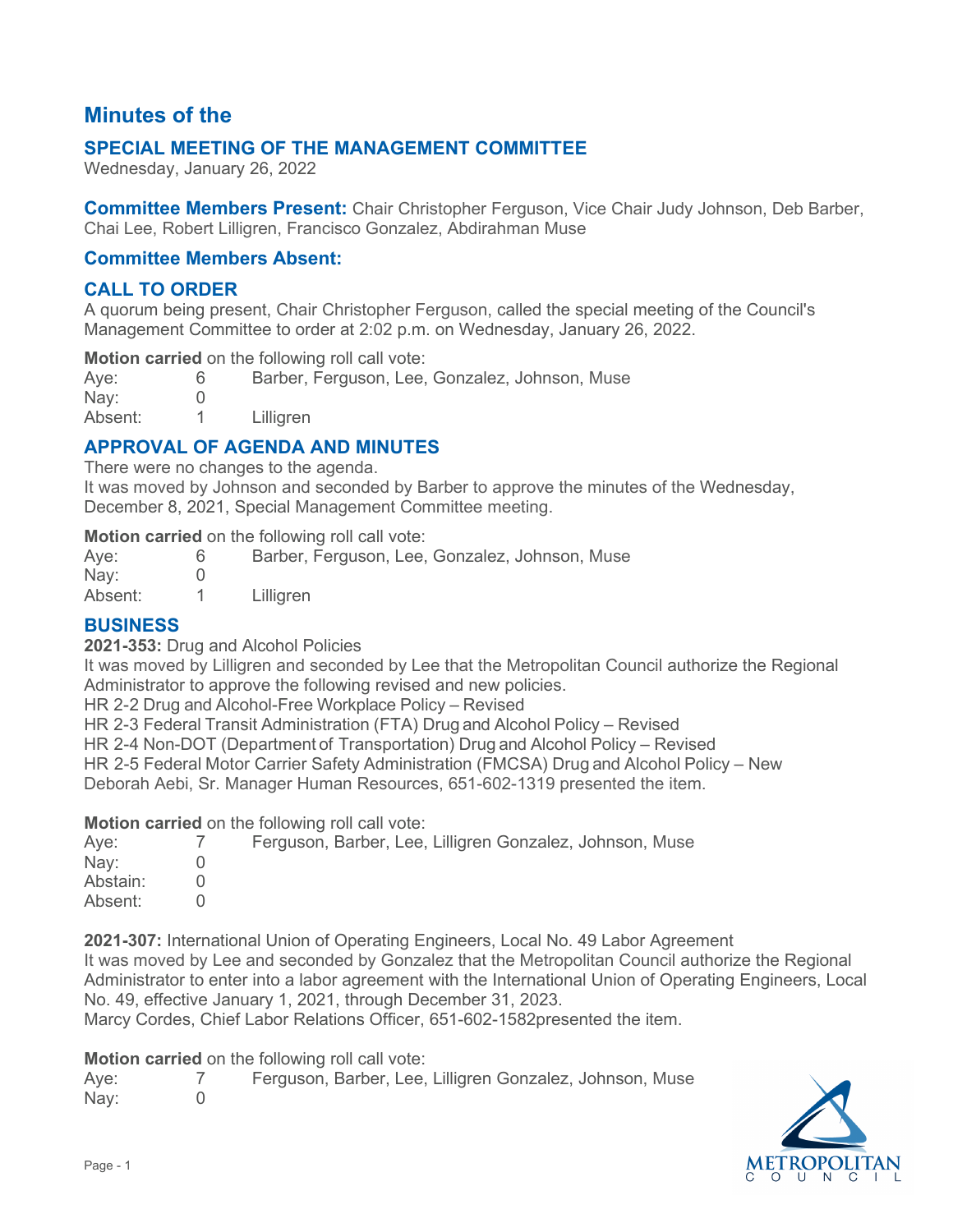# Minutes of the

## SPECIAL MEETING OF THE MANAGEMENT COMMITTEE

Wednesday, January 26, 2022

**Committee Members Present:** Chair Christopher Ferguson, Vice Chair Judy Johnson, Deb Barber, Chai Lee, Robert Lilligren, Francisco Gonzalez, Abdirahman Muse

**Committee Members Absent:**

## CALL TO ORDER

A quorum being present, Chair Christopher Ferguson, called the special meeting of the Council's Management Committee to order at 2:02 p.m. on Wednesday, January 26, 2022.

**Motion carried** on the following roll call vote:

| | | |
|---|---|---|
| Aye: | 6 | Barber, Ferguson, Lee, Gonzalez, Johnson, Muse |
| Nay: | 0 | |
| Absent: | 1 | Lilligren |

## APPROVAL OF AGENDA AND MINUTES

There were no changes to the agenda.
It was moved by Johnson and seconded by Barber to approve the minutes of the Wednesday, December 8, 2021, Special Management Committee meeting.

**Motion carried** on the following roll call vote:

| | | |
|---|---|---|
| Aye: | 6 | Barber, Ferguson, Lee, Gonzalez, Johnson, Muse |
| Nay: | 0 | |
| Absent: | 1 | Lilligren |

## BUSINESS

**2021-353:** Drug and Alcohol Policies
It was moved by Lilligren and seconded by Lee that the Metropolitan Council authorize the Regional Administrator to approve the following revised and new policies.
HR 2-2 Drug and Alcohol-Free Workplace Policy – Revised
HR 2-3 Federal Transit Administration (FTA) Drug and Alcohol Policy – Revised
HR 2-4 Non-DOT (Department of Transportation) Drug and Alcohol Policy – Revised
HR 2-5 Federal Motor Carrier Safety Administration (FMCSA) Drug and Alcohol Policy – New
Deborah Aebi, Sr. Manager Human Resources, 651-602-1319 presented the item.

**Motion carried** on the following roll call vote:

| | | |
|---|---|---|
| Aye: | 7 | Ferguson, Barber, Lee, Lilligren Gonzalez, Johnson, Muse |
| Nay: | 0 | |
| Abstain: | 0 | |
| Absent: | 0 | |

**2021-307:** International Union of Operating Engineers, Local No. 49 Labor Agreement
It was moved by Lee and seconded by Gonzalez that the Metropolitan Council authorize the Regional Administrator to enter into a labor agreement with the International Union of Operating Engineers, Local No. 49, effective January 1, 2021, through December 31, 2023.
Marcy Cordes, Chief Labor Relations Officer, 651-602-1582presented the item.

**Motion carried** on the following roll call vote:

| | | |
|---|---|---|
| Aye: | 7 | Ferguson, Barber, Lee, Lilligren Gonzalez, Johnson, Muse |
| Nay: | 0 | |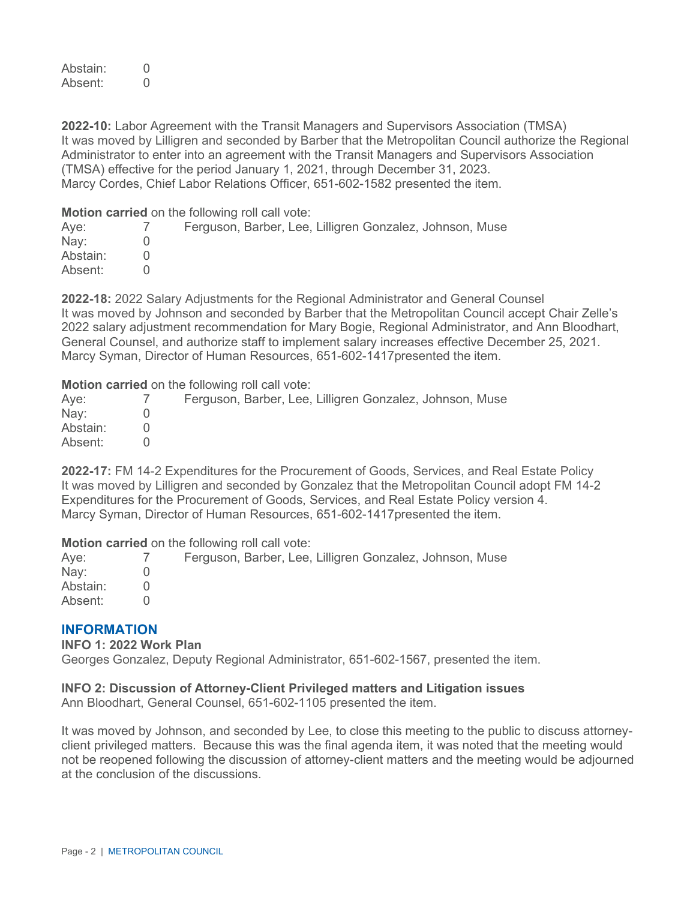Abstain: 0
Absent: 0

**2022-10:** Labor Agreement with the Transit Managers and Supervisors Association (TMSA)
It was moved by Lilligren and seconded by Barber that the Metropolitan Council authorize the Regional Administrator to enter into an agreement with the Transit Managers and Supervisors Association (TMSA) effective for the period January 1, 2021, through December 31, 2023.
Marcy Cordes, Chief Labor Relations Officer, 651-602-1582 presented the item.

**Motion carried** on the following roll call vote:

| | | |
|---|---|---|
| Aye: | 7 | Ferguson, Barber, Lee, Lilligren Gonzalez, Johnson, Muse |
| Nay: | 0 | |
| Abstain: | 0 | |
| Absent: | 0 | |

**2022-18:** 2022 Salary Adjustments for the Regional Administrator and General Counsel
It was moved by Johnson and seconded by Barber that the Metropolitan Council accept Chair Zelle's 2022 salary adjustment recommendation for Mary Bogie, Regional Administrator, and Ann Bloodhart, General Counsel, and authorize staff to implement salary increases effective December 25, 2021.
Marcy Syman, Director of Human Resources, 651-602-1417presented the item.

**Motion carried** on the following roll call vote:

| | | |
|---|---|---|
| Aye: | 7 | Ferguson, Barber, Lee, Lilligren Gonzalez, Johnson, Muse |
| Nay: | 0 | |
| Abstain: | 0 | |
| Absent: | 0 | |

**2022-17:** FM 14-2 Expenditures for the Procurement of Goods, Services, and Real Estate Policy
It was moved by Lilligren and seconded by Gonzalez that the Metropolitan Council adopt FM 14-2 Expenditures for the Procurement of Goods, Services, and Real Estate Policy version 4.
Marcy Syman, Director of Human Resources, 651-602-1417presented the item.

**Motion carried** on the following roll call vote:

| | | |
|---|---|---|
| Aye: | 7 | Ferguson, Barber, Lee, Lilligren Gonzalez, Johnson, Muse |
| Nay: | 0 | |
| Abstain: | 0 | |
| Absent: | 0 | |

## INFORMATION

**INFO 1: 2022 Work Plan**
Georges Gonzalez, Deputy Regional Administrator, 651-602-1567, presented the item.

**INFO 2: Discussion of Attorney-Client Privileged matters and Litigation issues**
Ann Bloodhart, General Counsel, 651-602-1105 presented the item.

It was moved by Johnson, and seconded by Lee, to close this meeting to the public to discuss attorney-client privileged matters. Because this was the final agenda item, it was noted that the meeting would not be reopened following the discussion of attorney-client matters and the meeting would be adjourned at the conclusion of the discussions.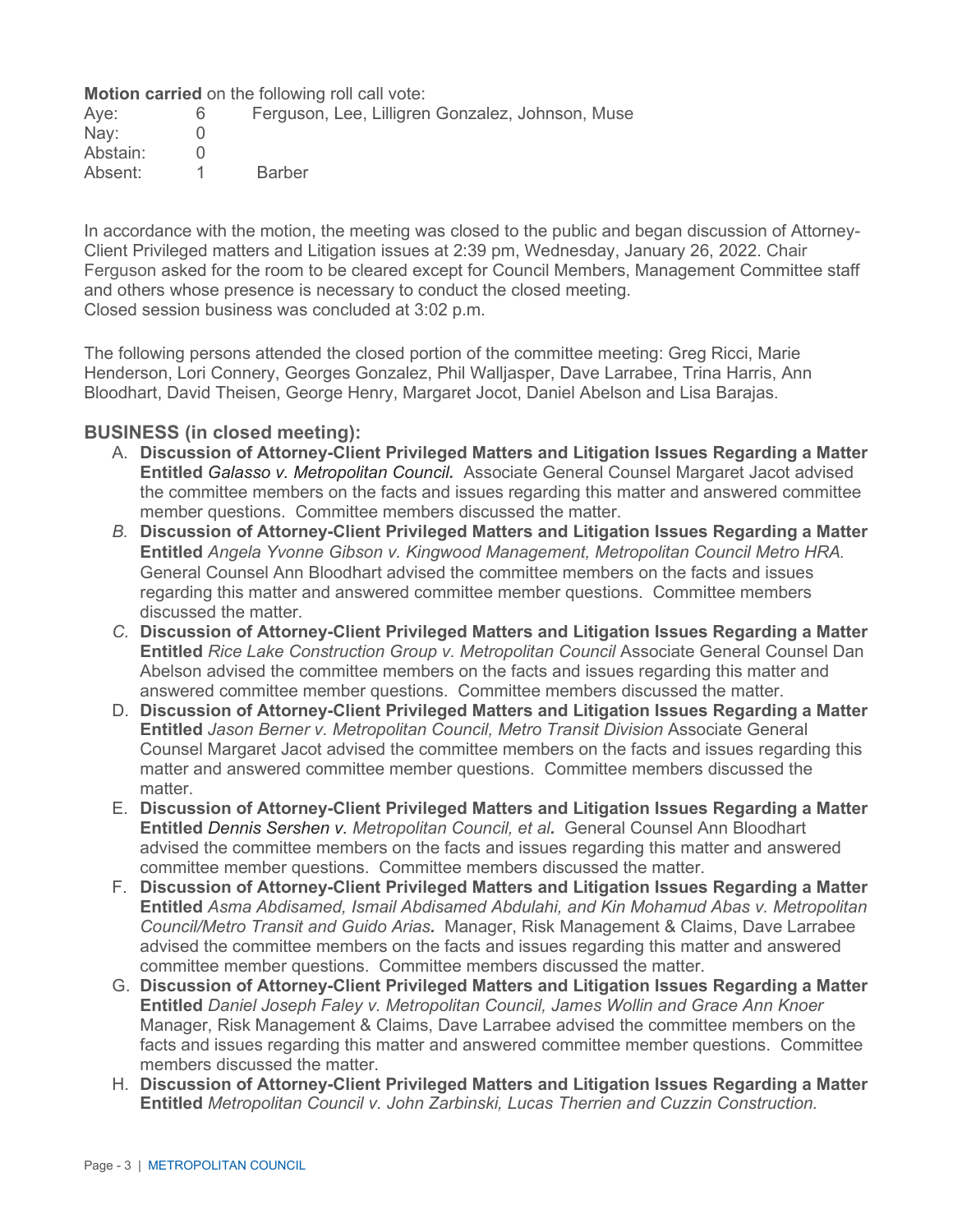**Motion carried** on the following roll call vote:

| | | |
|---|---|---|
| Aye: | 6 | Ferguson, Lee, Lilligren Gonzalez, Johnson, Muse |
| Nay: | 0 | |
| Abstain: | 0 | |
| Absent: | 1 | Barber |

In accordance with the motion, the meeting was closed to the public and began discussion of Attorney-Client Privileged matters and Litigation issues at 2:39 pm, Wednesday, January 26, 2022. Chair Ferguson asked for the room to be cleared except for Council Members, Management Committee staff and others whose presence is necessary to conduct the closed meeting.
Closed session business was concluded at 3:02 p.m.

The following persons attended the closed portion of the committee meeting: Greg Ricci, Marie Henderson, Lori Connery, Georges Gonzalez, Phil Walljasper, Dave Larrabee, Trina Harris, Ann Bloodhart, David Theisen, George Henry, Margaret Jocot, Daniel Abelson and Lisa Barajas.

## BUSINESS (in closed meeting):

A. **Discussion of Attorney-Client Privileged Matters and Litigation Issues Regarding a Matter Entitled** *Galasso v. Metropolitan Council.* Associate General Counsel Margaret Jacot advised the committee members on the facts and issues regarding this matter and answered committee member questions. Committee members discussed the matter.

*B.* **Discussion of Attorney-Client Privileged Matters and Litigation Issues Regarding a Matter Entitled** *Angela Yvonne Gibson v. Kingwood Management, Metropolitan Council Metro HRA.* General Counsel Ann Bloodhart advised the committee members on the facts and issues regarding this matter and answered committee member questions. Committee members discussed the matter.

*C.* **Discussion of Attorney-Client Privileged Matters and Litigation Issues Regarding a Matter Entitled** *Rice Lake Construction Group v. Metropolitan Council* Associate General Counsel Dan Abelson advised the committee members on the facts and issues regarding this matter and answered committee member questions. Committee members discussed the matter.

D. **Discussion of Attorney-Client Privileged Matters and Litigation Issues Regarding a Matter Entitled** *Jason Berner v. Metropolitan Council, Metro Transit Division* Associate General Counsel Margaret Jacot advised the committee members on the facts and issues regarding this matter and answered committee member questions. Committee members discussed the matter.

E. **Discussion of Attorney-Client Privileged Matters and Litigation Issues Regarding a Matter Entitled** *Dennis Sershen v. Metropolitan Council, et al.* General Counsel Ann Bloodhart advised the committee members on the facts and issues regarding this matter and answered committee member questions. Committee members discussed the matter.

F. **Discussion of Attorney-Client Privileged Matters and Litigation Issues Regarding a Matter Entitled** *Asma Abdisamed, Ismail Abdisamed Abdulahi, and Kin Mohamud Abas v. Metropolitan Council/Metro Transit and Guido Arias.* Manager, Risk Management & Claims, Dave Larrabee advised the committee members on the facts and issues regarding this matter and answered committee member questions. Committee members discussed the matter.

G. **Discussion of Attorney-Client Privileged Matters and Litigation Issues Regarding a Matter Entitled** *Daniel Joseph Faley v. Metropolitan Council, James Wollin and Grace Ann Knoer* Manager, Risk Management & Claims, Dave Larrabee advised the committee members on the facts and issues regarding this matter and answered committee member questions. Committee members discussed the matter.

H. **Discussion of Attorney-Client Privileged Matters and Litigation Issues Regarding a Matter Entitled** *Metropolitan Council v. John Zarbinski, Lucas Therrien and Cuzzin Construction.*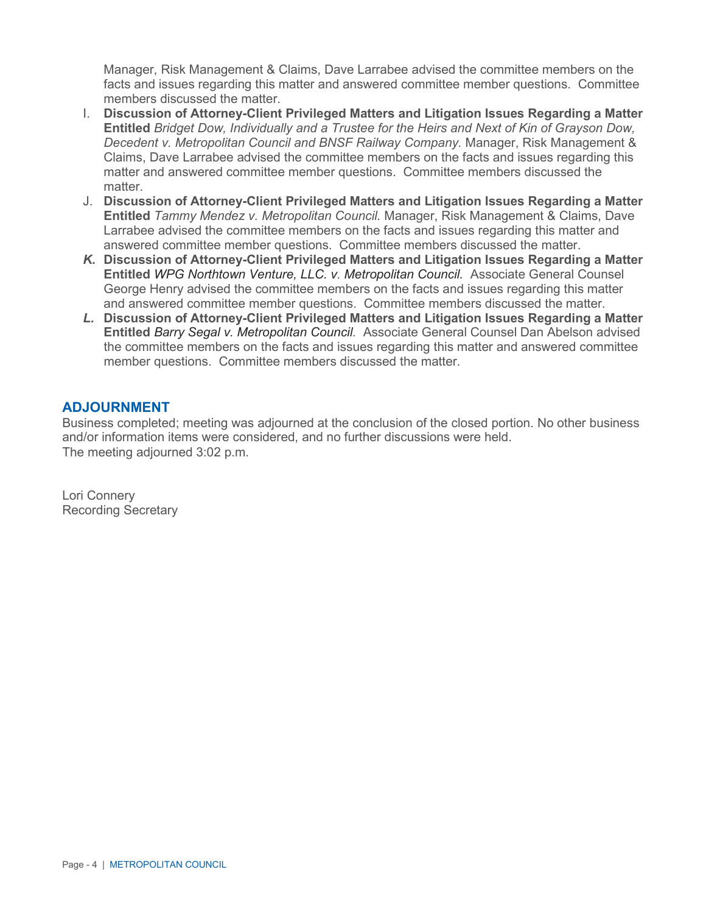Manager, Risk Management & Claims, Dave Larrabee advised the committee members on the facts and issues regarding this matter and answered committee member questions. Committee members discussed the matter.

I. **Discussion of Attorney-Client Privileged Matters and Litigation Issues Regarding a Matter Entitled** *Bridget Dow, Individually and a Trustee for the Heirs and Next of Kin of Grayson Dow, Decedent v. Metropolitan Council and BNSF Railway Company.* Manager, Risk Management & Claims, Dave Larrabee advised the committee members on the facts and issues regarding this matter and answered committee member questions. Committee members discussed the matter.

J. **Discussion of Attorney-Client Privileged Matters and Litigation Issues Regarding a Matter Entitled** *Tammy Mendez v. Metropolitan Council.* Manager, Risk Management & Claims, Dave Larrabee advised the committee members on the facts and issues regarding this matter and answered committee member questions. Committee members discussed the matter.

***K.*** **Discussion of Attorney-Client Privileged Matters and Litigation Issues Regarding a Matter Entitled** *WPG Northtown Venture, LLC. v. Metropolitan Council.* Associate General Counsel George Henry advised the committee members on the facts and issues regarding this matter and answered committee member questions. Committee members discussed the matter.

***L.*** **Discussion of Attorney-Client Privileged Matters and Litigation Issues Regarding a Matter Entitled** *Barry Segal v. Metropolitan Council.* Associate General Counsel Dan Abelson advised the committee members on the facts and issues regarding this matter and answered committee member questions. Committee members discussed the matter.

## ADJOURNMENT

Business completed; meeting was adjourned at the conclusion of the closed portion. No other business and/or information items were considered, and no further discussions were held.
The meeting adjourned 3:02 p.m.

Lori Connery
Recording Secretary